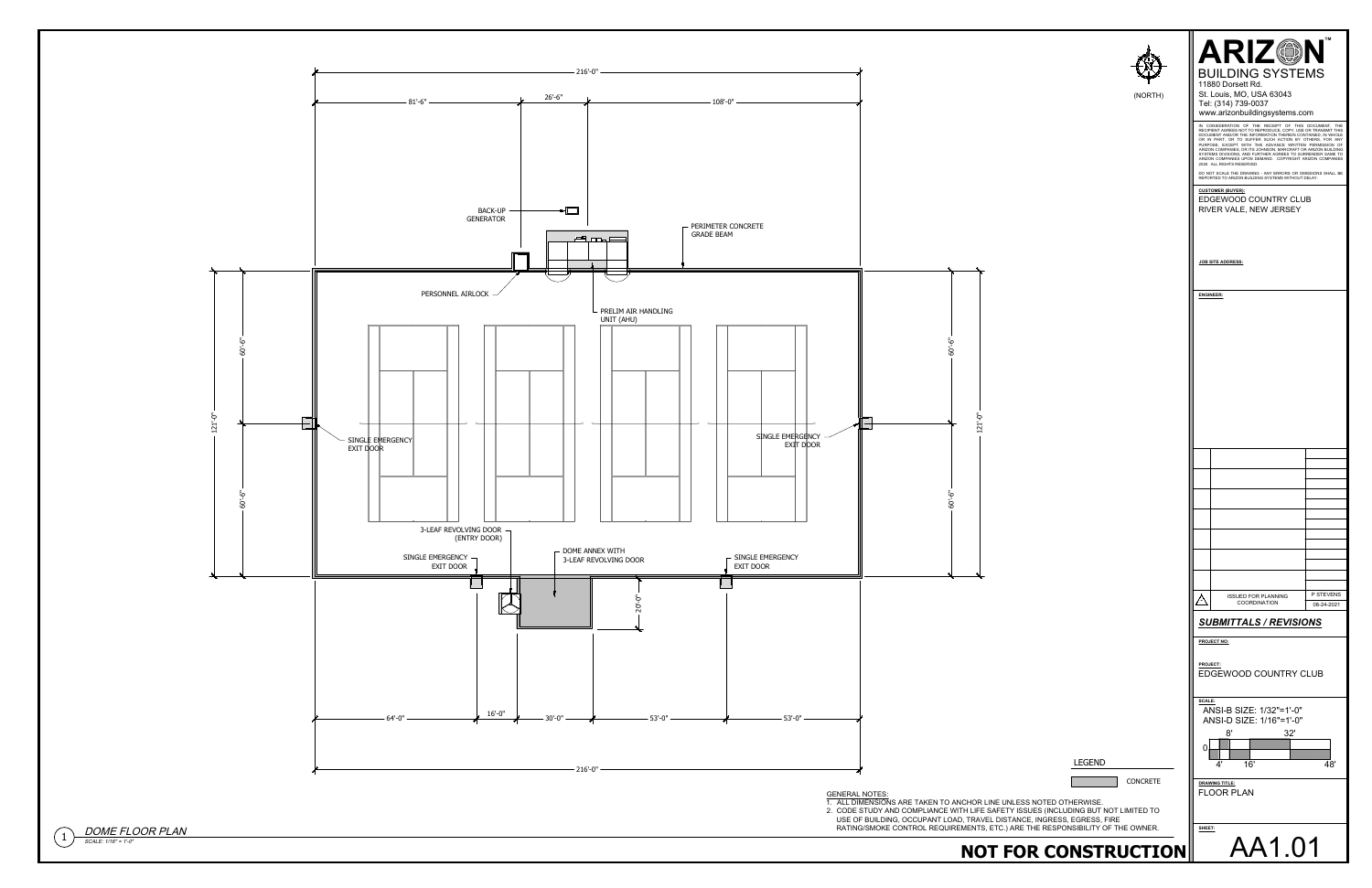# ARIZON™ BUILDING SYSTEMS

11880 Dorsett Rd.
St. Louis, MO, USA 63043
Tel: (314) 739-0037
www.arizonbuildingsystems.com

IN CONSIDERATION OF THE RECEIPT OF THIS DOCUMENT, THE RECIPIENT AGREES NOT TO REPRODUCE, COPY, USE OR TRANSMIT THIS DOCUMENT AND/OR THE INFORMATION THEREIN CONTAINED, IN WHOLE OR IN PART, OR TO SUFFER SUCH ACTION BY OTHERS, FOR ANY PURPOSE, EXCEPT WITH THE ADVANCE WRITTEN PERMISSION OF ARIZON COMPANIES, OR ITS JOHNSON, MARCRAFT OR ARIZON BUILDING SYSTEMS DIVISIONS, AND FURTHER AGREES TO SURRENDER SAME TO ARIZON COMPANIES UPON DEMAND. COPYRIGHT ARIZON COMPANIES 2020. ALL RIGHTS RESERVED.

DO NOT SCALE THE DRAWING - ANY ERRORS OR OMISSIONS SHALL BE REPORTED TO ARIZON BUILDING SYSTEMS WITHOUT DELAY.

**CUSTOMER (BUYER):**
EDGEWOOD COUNTRY CLUB
RIVER VALE, NEW JERSEY

**JOB SITE ADDRESS:**

**ENGINEER:**

## SUBMITTALS / REVISIONS

| | | |
|---|---|---|
| △ | ISSUED FOR PLANNING COORDINATION | P STEVENS 08-24-2021 |

**PROJECT NO:**

**PROJECT:**
EDGEWOOD COUNTRY CLUB

**SCALE:**
ANSI-B SIZE: 1/32"=1'-0"
ANSI-D SIZE: 1/16"=1'-0"

**DRAWING TITLE:**
FLOOR PLAN

**SHEET:**
AA1.01

---

(NORTH)

216'-0"
81'-6" | 26'-6" | 108'-0"

BACK-UP GENERATOR
PERIMETER CONCRETE GRADE BEAM
PERSONNEL AIRLOCK
PRELIM AIR HANDLING UNIT (AHU)
SINGLE EMERGENCY EXIT DOOR
SINGLE EMERGENCY EXIT DOOR
3-LEAF REVOLVING DOOR (ENTRY DOOR)
DOME ANNEX WITH 3-LEAF REVOLVING DOOR
SINGLE EMERGENCY EXIT DOOR
SINGLE EMERGENCY EXIT DOOR

121'-0" (60'-6" / 60'-6")
20'-0"
64'-0" | 16'-0" | 30'-0" | 53'-0" | 53'-0"
216'-0"

LEGEND
CONCRETE

GENERAL NOTES:
1. ALL DIMENSIONS ARE TAKEN TO ANCHOR LINE UNLESS NOTED OTHERWISE.
2. CODE STUDY AND COMPLIANCE WITH LIFE SAFETY ISSUES (INCLUDING BUT NOT LIMITED TO USE OF BUILDING, OCCUPANT LOAD, TRAVEL DISTANCE, INGRESS, EGRESS, FIRE RATING/SMOKE CONTROL REQUIREMENTS, ETC.) ARE THE RESPONSIBILITY OF THE OWNER.

1 *DOME FLOOR PLAN*
*SCALE: 1/16" = 1'-0"*

**NOT FOR CONSTRUCTION**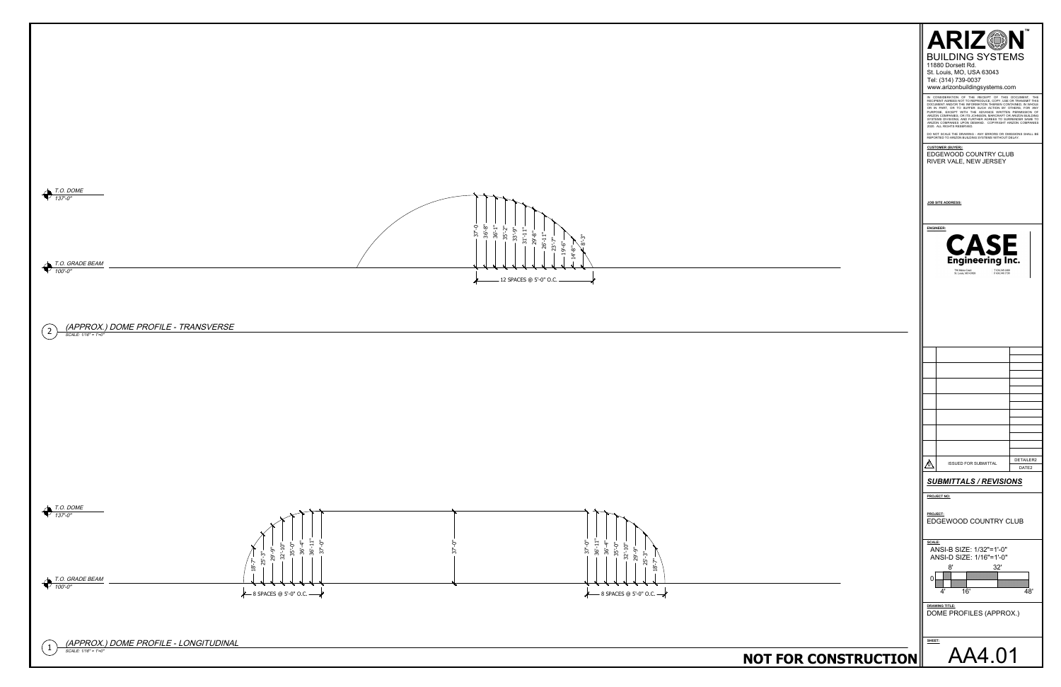T.O. DOME
137'-0"

T.O. GRADE BEAM
100'-0"

37'-0"
36'-8"
36'-1"
35'-2"
33'-9"
31'-11"
29'-8"
26'-11"
23'-7"
19'-6"
14'-8"
8'-3"

12 SPACES @ 5'-0" O.C.

2 *(APPROX.) DOME PROFILE - TRANSVERSE*
*SCALE: 1/16" = 1'=0"*

T.O. DOME
137'-0"

T.O. GRADE BEAM
100'-0"

18'-7"
25'-3"
29'-9"
32'-10"
35'-0"
36'-4"
36'-11"
37'-0"

37'-0"

37'-0"
36'-11"
36'-4"
35'-0"
32'-10"
29'-9"
25'-3"
18'-7"

8 SPACES @ 5'-0" O.C.

8 SPACES @ 5'-0" O.C.

1 *(APPROX.) DOME PROFILE - LONGITUDINAL*
*SCALE: 1/16" = 1'=0"*

**NOT FOR CONSTRUCTION**

# ARIZON™
BUILDING SYSTEMS
11880 Dorsett Rd.
St. Louis, MO, USA 63043
Tel: (314) 739-0037
www.arizonbuildingsystems.com

IN CONSIDERATION OF THE RECEIPT OF THIS DOCUMENT, THE RECIPIENT AGREES NOT TO REPRODUCE, COPY, USE OR TRANSMIT THIS DOCUMENT AND/OR THE INFORMATION THEREIN CONTAINED, IN WHOLE OR IN PART, OR TO SUFFER SUCH ACTION BY OTHERS, FOR ANY PURPOSE, EXCEPT WITH THE ADVANCE WRITTEN PERMISSION OF ARIZON COMPANIES, OR ITS JOHNSON, MARCRAFT OR ARIZON BUILDING SYSTEMS DIVISIONS, AND FURTHER AGREES TO SURRENDER SAME TO ARIZON COMPANIES UPON DEMAND. COPYRIGHT ARIZON COMPANIES 2020. ALL RIGHTS RESERVED.

DO NOT SCALE THE DRAWING - ANY ERRORS OR OMISSIONS SHALL BE REPORTED TO ARIZON BUILDING SYSTEMS WITHOUT DELAY.

**CUSTOMER (BUYER):**
EDGEWOOD COUNTRY CLUB
RIVER VALE, NEW JERSEY

**JOB SITE ADDRESS:**

**ENGINEER:**

CASE Engineering Inc.

| | | |
|---|---|---|
| 1 | ISSUED FOR SUBMITTAL | DETAILER2 DATE2 |

*SUBMITTALS / REVISIONS*

**PROJECT NO:**

**PROJECT:**
EDGEWOOD COUNTRY CLUB

**SCALE:**
ANSI-B SIZE: 1/32"=1'-0"
ANSI-D SIZE: 1/16"=1'-0"

0 4' 8' 16' 32' 48'

**DRAWING TITLE:**
DOME PROFILES (APPROX.)

**SHEET:**
AA4.01